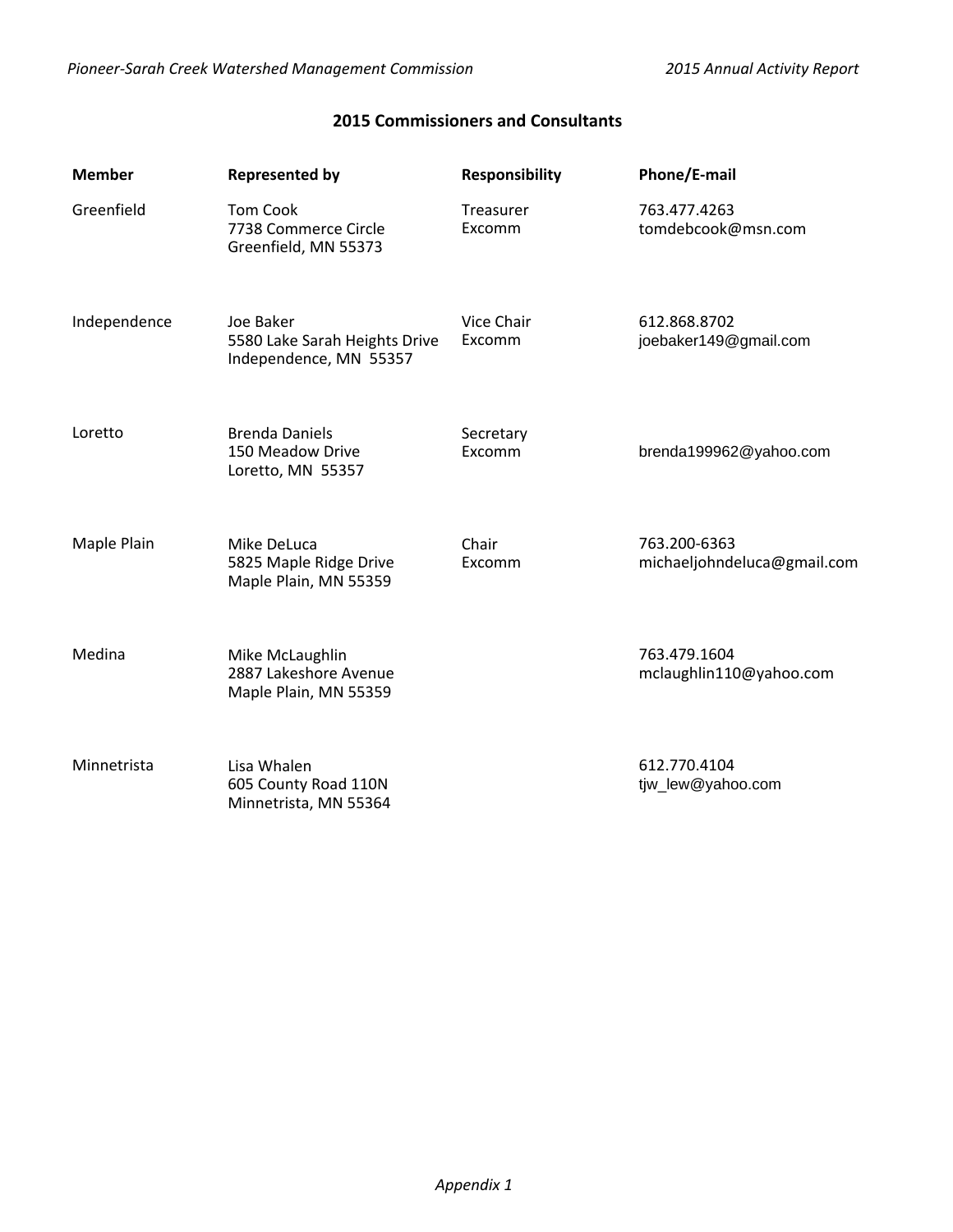## 2015 Commissioners and Consultants

| Member | Represented by | Responsibility | Phone/E-mail |
| --- | --- | --- | --- |
| Greenfield | Tom Cook<br>7738 Commerce Circle<br>Greenfield, MN 55373 | Treasurer<br>Excomm | 763.477.4263<br>tomdebcook@msn.com |
| Independence | Joe Baker<br>5580 Lake Sarah Heights Drive<br>Independence, MN 55357 | Vice Chair<br>Excomm | 612.868.8702<br>joebaker149@gmail.com |
| Loretto | Brenda Daniels<br>150 Meadow Drive<br>Loretto, MN 55357 | Secretary<br>Excomm | brenda199962@yahoo.com |
| Maple Plain | Mike DeLuca<br>5825 Maple Ridge Drive<br>Maple Plain, MN 55359 | Chair<br>Excomm | 763.200-6363<br>michaeljohndeluca@gmail.com |
| Medina | Mike McLaughlin<br>2887 Lakeshore Avenue<br>Maple Plain, MN 55359 | | 763.479.1604<br>mclaughlin110@yahoo.com |
| Minnetrista | Lisa Whalen<br>605 County Road 110N<br>Minnetrista, MN 55364 | | 612.770.4104<br>tjw_lew@yahoo.com |

*Appendix 1*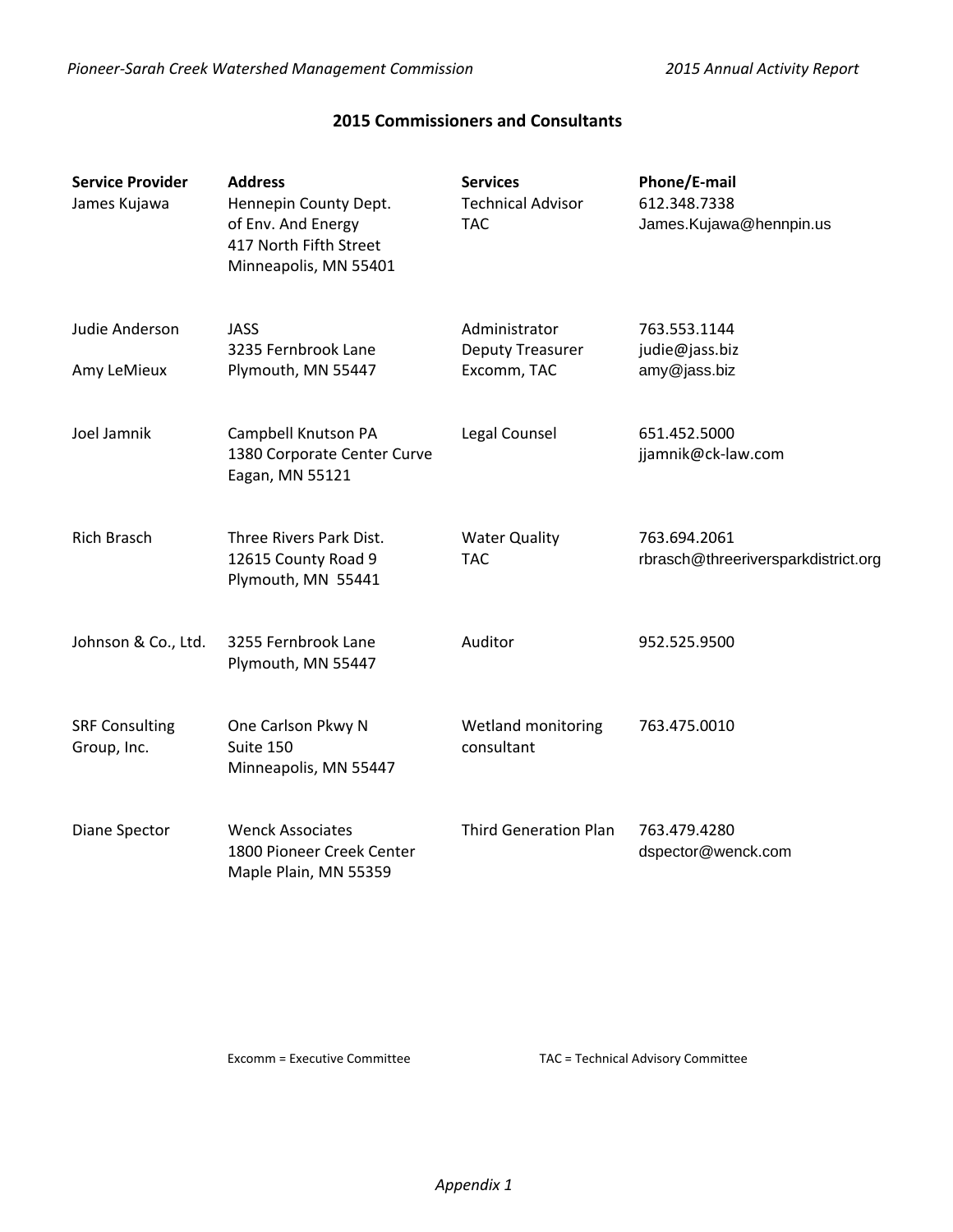## 2015 Commissioners and Consultants

| Service Provider | Address | Services | Phone/E-mail |
|---|---|---|---|
| James Kujawa | Hennepin County Dept. of Env. And Energy<br>417 North Fifth Street<br>Minneapolis, MN 55401 | Technical Advisor<br>TAC | 612.348.7338<br>James.Kujawa@hennpin.us |
| Judie Anderson<br><br>Amy LeMieux | JASS<br>3235 Fernbrook Lane<br>Plymouth, MN 55447 | Administrator<br>Deputy Treasurer<br>Excomm, TAC | 763.553.1144<br>judie@jass.biz<br>amy@jass.biz |
| Joel Jamnik | Campbell Knutson PA<br>1380 Corporate Center Curve<br>Eagan, MN 55121 | Legal Counsel | 651.452.5000<br>jjamnik@ck-law.com |
| Rich Brasch | Three Rivers Park Dist.<br>12615 County Road 9<br>Plymouth, MN 55441 | Water Quality<br>TAC | 763.694.2061<br>rbrasch@threeriversparkdistrict.org |
| Johnson & Co., Ltd. | 3255 Fernbrook Lane<br>Plymouth, MN 55447 | Auditor | 952.525.9500 |
| SRF Consulting Group, Inc. | One Carlson Pkwy N<br>Suite 150<br>Minneapolis, MN 55447 | Wetland monitoring consultant | 763.475.0010 |
| Diane Spector | Wenck Associates<br>1800 Pioneer Creek Center<br>Maple Plain, MN 55359 | Third Generation Plan | 763.479.4280<br>dspector@wenck.com |

Excomm = Executive Committee TAC = Technical Advisory Committee

*Appendix 1*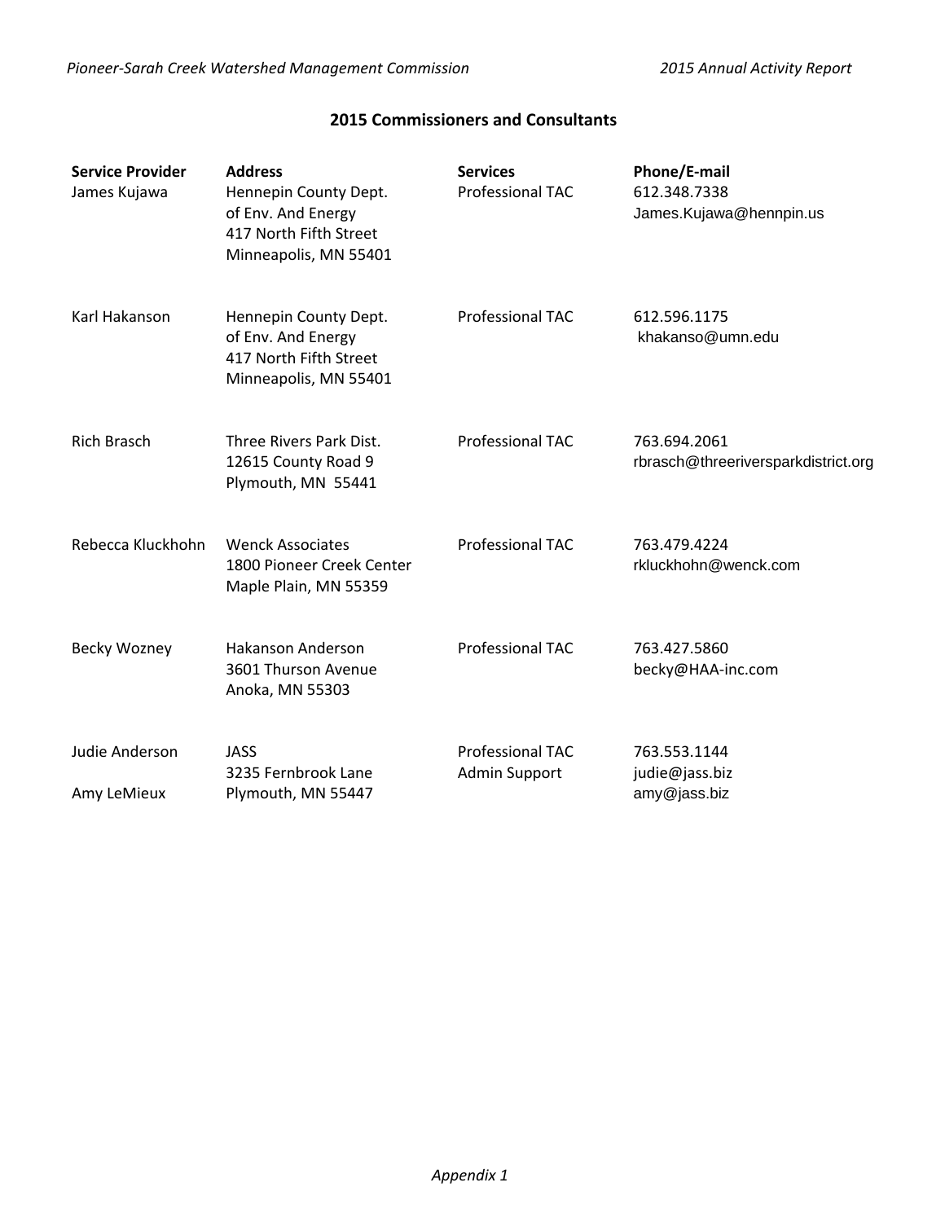## 2015 Commissioners and Consultants

| Service Provider | Address | Services | Phone/E-mail |
|---|---|---|---|
| James Kujawa | Hennepin County Dept. of Env. And Energy 417 North Fifth Street Minneapolis, MN 55401 | Professional TAC | 612.348.7338 James.Kujawa@hennpin.us |
| Karl Hakanson | Hennepin County Dept. of Env. And Energy 417 North Fifth Street Minneapolis, MN 55401 | Professional TAC | 612.596.1175 khakanso@umn.edu |
| Rich Brasch | Three Rivers Park Dist. 12615 County Road 9 Plymouth, MN 55441 | Professional TAC | 763.694.2061 rbrasch@threeriversparkdistrict.org |
| Rebecca Kluckhohn | Wenck Associates 1800 Pioneer Creek Center Maple Plain, MN 55359 | Professional TAC | 763.479.4224 rkluckhohn@wenck.com |
| Becky Wozney | Hakanson Anderson 3601 Thurson Avenue Anoka, MN 55303 | Professional TAC | 763.427.5860 becky@HAA-inc.com |
| Judie Anderson Amy LeMieux | JASS 3235 Fernbrook Lane Plymouth, MN 55447 | Professional TAC Admin Support | 763.553.1144 judie@jass.biz amy@jass.biz |

*Appendix 1*